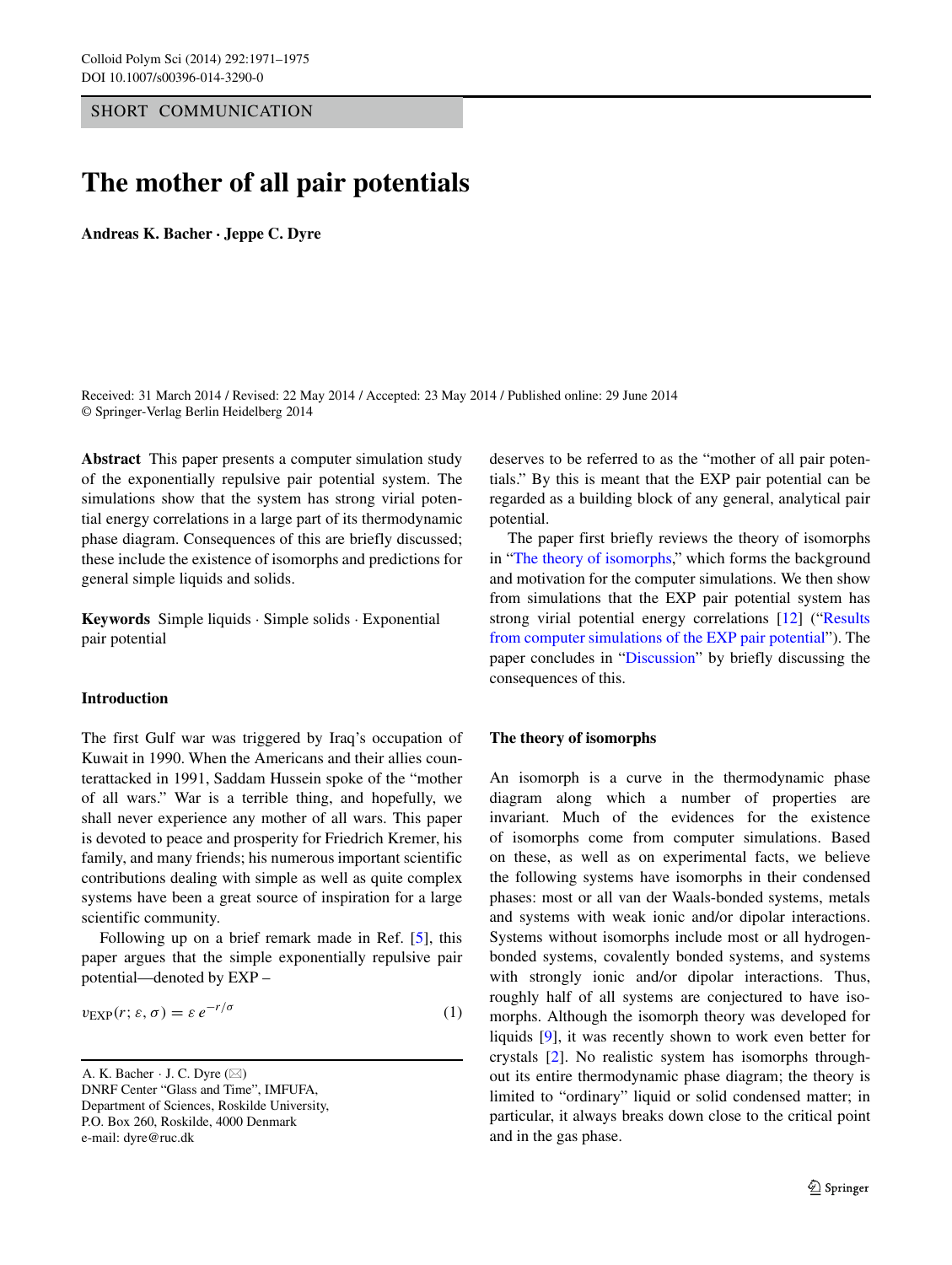SHORT COMMUNICATION

# The mother of all pair potentials

**Andreas K. Bacher · Jeppe C. Dyre**

Received: 31 March 2014 / Revised: 22 May 2014 / Accepted: 23 May 2014 / Published online: 29 June 2014
© Springer-Verlag Berlin Heidelberg 2014

**Abstract** This paper presents a computer simulation study of the exponentially repulsive pair potential system. The simulations show that the system has strong virial potential energy correlations in a large part of its thermodynamic phase diagram. Consequences of this are briefly discussed; these include the existence of isomorphs and predictions for general simple liquids and solids.

**Keywords** Simple liquids · Simple solids · Exponential pair potential

## Introduction

The first Gulf war was triggered by Iraq's occupation of Kuwait in 1990. When the Americans and their allies counterattacked in 1991, Saddam Hussein spoke of the "mother of all wars." War is a terrible thing, and hopefully, we shall never experience any mother of all wars. This paper is devoted to peace and prosperity for Friedrich Kremer, his family, and many friends; his numerous important scientific contributions dealing with simple as well as quite complex systems have been a great source of inspiration for a large scientific community.

Following up on a brief remark made in Ref. [5], this paper argues that the simple exponentially repulsive pair potential—denoted by EXP –

$$v_{\text{EXP}}(r; \varepsilon, \sigma) = \varepsilon\, e^{-r/\sigma} \tag{1}$$

deserves to be referred to as the "mother of all pair potentials." By this is meant that the EXP pair potential can be regarded as a building block of any general, analytical pair potential.

The paper first briefly reviews the theory of isomorphs in "The theory of isomorphs," which forms the background and motivation for the computer simulations. We then show from simulations that the EXP pair potential system has strong virial potential energy correlations [12] ("Results from computer simulations of the EXP pair potential"). The paper concludes in "Discussion" by briefly discussing the consequences of this.

## The theory of isomorphs

An isomorph is a curve in the thermodynamic phase diagram along which a number of properties are invariant. Much of the evidences for the existence of isomorphs come from computer simulations. Based on these, as well as on experimental facts, we believe the following systems have isomorphs in their condensed phases: most or all van der Waals-bonded systems, metals and systems with weak ionic and/or dipolar interactions. Systems without isomorphs include most or all hydrogen-bonded systems, covalently bonded systems, and systems with strongly ionic and/or dipolar interactions. Thus, roughly half of all systems are conjectured to have isomorphs. Although the isomorph theory was developed for liquids [9], it was recently shown to work even better for crystals [2]. No realistic system has isomorphs throughout its entire thermodynamic phase diagram; the theory is limited to "ordinary" liquid or solid condensed matter; in particular, it always breaks down close to the critical point and in the gas phase.

A. K. Bacher · J. C. Dyre (✉)
DNRF Center "Glass and Time", IMFUFA,
Department of Sciences, Roskilde University,
P.O. Box 260, Roskilde, 4000 Denmark
e-mail: dyre@ruc.dk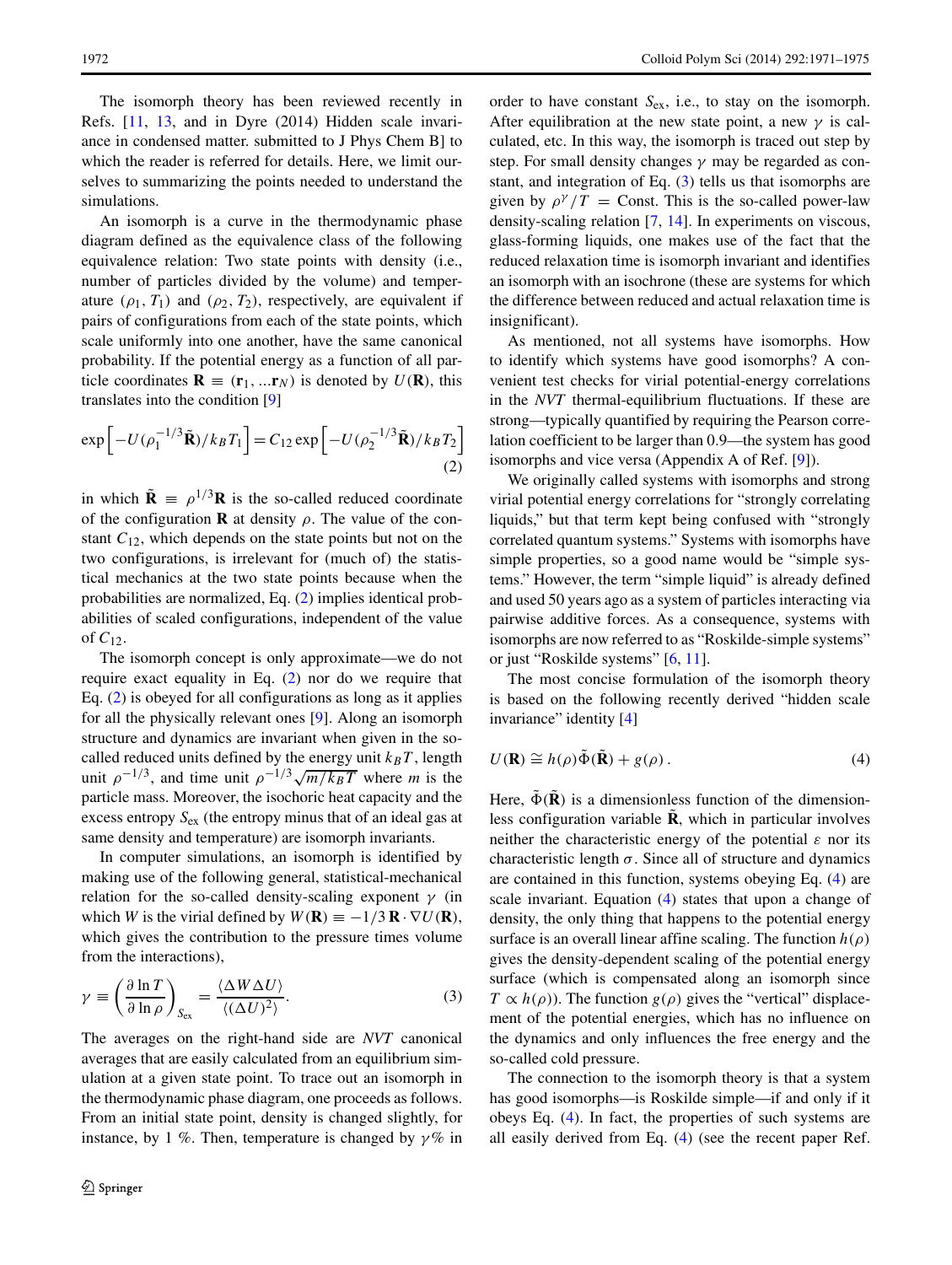The isomorph theory has been reviewed recently in Refs. [11, 13, and in Dyre (2014) Hidden scale invariance in condensed matter. submitted to J Phys Chem B] to which the reader is referred for details. Here, we limit ourselves to summarizing the points needed to understand the simulations.

An isomorph is a curve in the thermodynamic phase diagram defined as the equivalence class of the following equivalence relation: Two state points with density (i.e., number of particles divided by the volume) and temperature $(\rho_1, T_1)$ and $(\rho_2, T_2)$, respectively, are equivalent if pairs of configurations from each of the state points, which scale uniformly into one another, have the same canonical probability. If the potential energy as a function of all particle coordinates $\mathbf{R} \equiv (\mathbf{r}_1, ...\mathbf{r}_N)$ is denoted by $U(\mathbf{R})$, this translates into the condition [9]

$$\exp\left[-U(\rho_1^{-1/3}\tilde{\mathbf{R}})/k_BT_1\right] = C_{12}\exp\left[-U(\rho_2^{-1/3}\tilde{\mathbf{R}})/k_BT_2\right] \tag{2}$$

in which $\tilde{\mathbf{R}} \equiv \rho^{1/3}\mathbf{R}$ is the so-called reduced coordinate of the configuration $\mathbf{R}$ at density $\rho$. The value of the constant $C_{12}$, which depends on the state points but not on the two configurations, is irrelevant for (much of) the statistical mechanics at the two state points because when the probabilities are normalized, Eq. (2) implies identical probabilities of scaled configurations, independent of the value of $C_{12}$.

The isomorph concept is only approximate—we do not require exact equality in Eq. (2) nor do we require that Eq. (2) is obeyed for all configurations as long as it applies for all the physically relevant ones [9]. Along an isomorph structure and dynamics are invariant when given in the so-called reduced units defined by the energy unit $k_BT$, length unit $\rho^{-1/3}$, and time unit $\rho^{-1/3}\sqrt{m/k_BT}$ where $m$ is the particle mass. Moreover, the isochoric heat capacity and the excess entropy $S_{\text{ex}}$ (the entropy minus that of an ideal gas at same density and temperature) are isomorph invariants.

In computer simulations, an isomorph is identified by making use of the following general, statistical-mechanical relation for the so-called density-scaling exponent $\gamma$ (in which $W$ is the virial defined by $W(\mathbf{R}) \equiv -1/3\,\mathbf{R}\cdot\nabla U(\mathbf{R})$, which gives the contribution to the pressure times volume from the interactions),

$$\gamma \equiv \left(\frac{\partial \ln T}{\partial \ln \rho}\right)_{S_{\text{ex}}} = \frac{\langle \Delta W \Delta U\rangle}{\langle(\Delta U)^2\rangle}. \tag{3}$$

The averages on the right-hand side are *NVT* canonical averages that are easily calculated from an equilibrium simulation at a given state point. To trace out an isomorph in the thermodynamic phase diagram, one proceeds as follows. From an initial state point, density is changed slightly, for instance, by 1 %. Then, temperature is changed by $\gamma$% in order to have constant $S_{\text{ex}}$, i.e., to stay on the isomorph. After equilibration at the new state point, a new $\gamma$ is calculated, etc. In this way, the isomorph is traced out step by step. For small density changes $\gamma$ may be regarded as constant, and integration of Eq. (3) tells us that isomorphs are given by $\rho^\gamma/T = \text{Const}$. This is the so-called power-law density-scaling relation [7, 14]. In experiments on viscous, glass-forming liquids, one makes use of the fact that the reduced relaxation time is isomorph invariant and identifies an isomorph with an isochrone (these are systems for which the difference between reduced and actual relaxation time is insignificant).

As mentioned, not all systems have isomorphs. How to identify which systems have good isomorphs? A convenient test checks for virial potential-energy correlations in the *NVT* thermal-equilibrium fluctuations. If these are strong—typically quantified by requiring the Pearson correlation coefficient to be larger than 0.9—the system has good isomorphs and vice versa (Appendix A of Ref. [9]).

We originally called systems with isomorphs and strong virial potential energy correlations for "strongly correlating liquids," but that term kept being confused with "strongly correlated quantum systems." Systems with isomorphs have simple properties, so a good name would be "simple systems." However, the term "simple liquid" is already defined and used 50 years ago as a system of particles interacting via pairwise additive forces. As a consequence, systems with isomorphs are now referred to as "Roskilde-simple systems" or just "Roskilde systems" [6, 11].

The most concise formulation of the isomorph theory is based on the following recently derived "hidden scale invariance" identity [4]

$$U(\mathbf{R}) \cong h(\rho)\tilde{\Phi}(\tilde{\mathbf{R}}) + g(\rho)\,. \tag{4}$$

Here, $\tilde{\Phi}(\tilde{\mathbf{R}})$ is a dimensionless function of the dimensionless configuration variable $\tilde{\mathbf{R}}$, which in particular involves neither the characteristic energy of the potential $\varepsilon$ nor its characteristic length $\sigma$. Since all of structure and dynamics are contained in this function, systems obeying Eq. (4) are scale invariant. Equation (4) states that upon a change of density, the only thing that happens to the potential energy surface is an overall linear affine scaling. The function $h(\rho)$ gives the density-dependent scaling of the potential energy surface (which is compensated along an isomorph since $T \propto h(\rho)$). The function $g(\rho)$ gives the "vertical" displacement of the potential energies, which has no influence on the dynamics and only influences the free energy and the so-called cold pressure.

The connection to the isomorph theory is that a system has good isomorphs—is Roskilde simple—if and only if it obeys Eq. (4). In fact, the properties of such systems are all easily derived from Eq. (4) (see the recent paper Ref.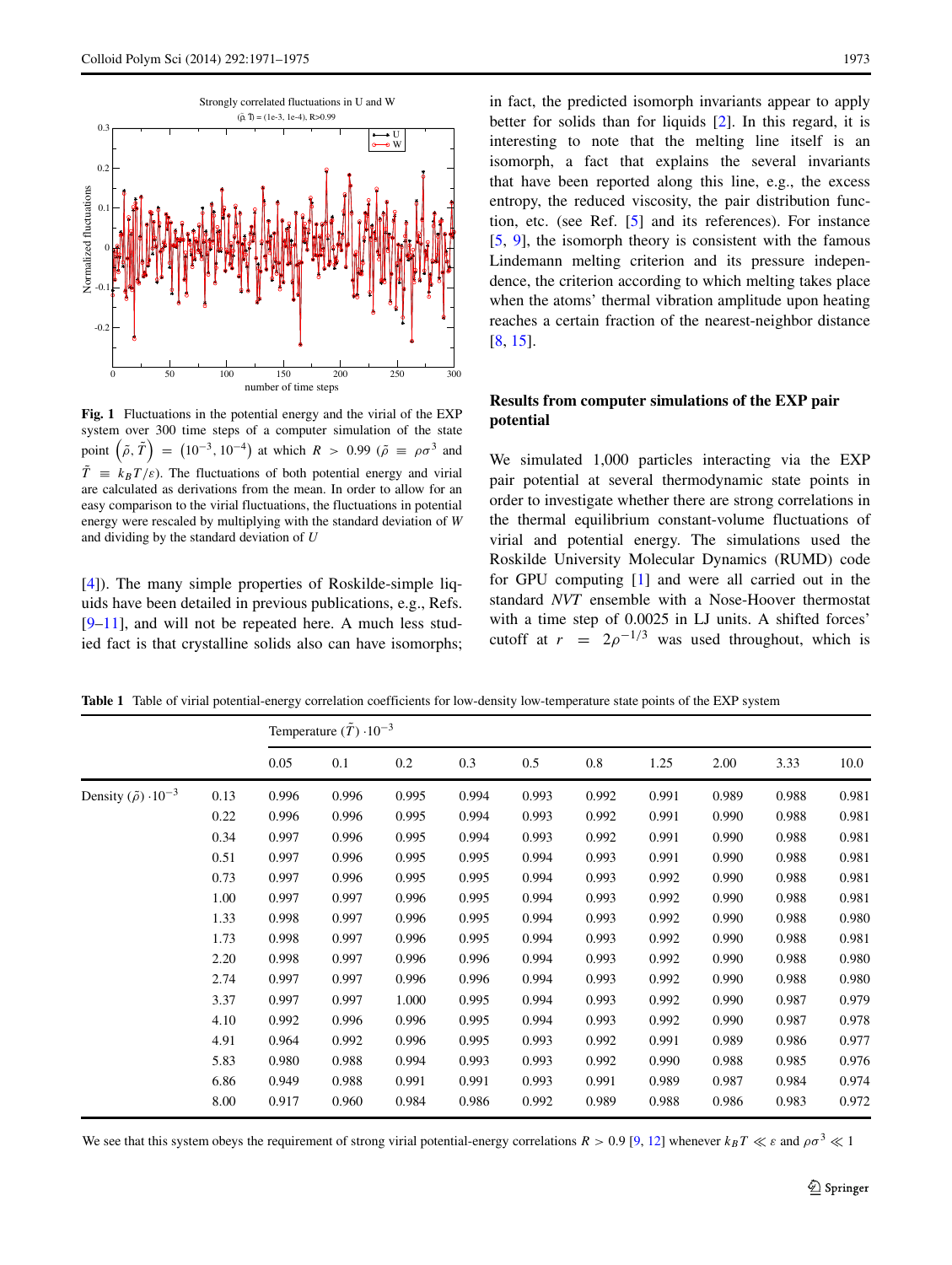**Fig. 1** Fluctuations in the potential energy and the virial of the EXP system over 300 time steps of a computer simulation of the state point $(\tilde{\rho}, \tilde{T}) = (10^{-3}, 10^{-4})$ at which $R > 0.99$ ($\tilde{\rho} \equiv \rho\sigma^3$ and $\tilde{T} \equiv k_B T/\varepsilon$). The fluctuations of both potential energy and virial are calculated as derivations from the mean. In order to allow for an easy comparison to the virial fluctuations, the fluctuations in potential energy were rescaled by multiplying with the standard deviation of $W$ and dividing by the standard deviation of $U$

[4]). The many simple properties of Roskilde-simple liquids have been detailed in previous publications, e.g., Refs. [9–11], and will not be repeated here. A much less studied fact is that crystalline solids also can have isomorphs; in fact, the predicted isomorph invariants appear to apply better for solids than for liquids [2]. In this regard, it is interesting to note that the melting line itself is an isomorph, a fact that explains the several invariants that have been reported along this line, e.g., the excess entropy, the reduced viscosity, the pair distribution function, etc. (see Ref. [5] and its references). For instance [5, 9], the isomorph theory is consistent with the famous Lindemann melting criterion and its pressure independence, the criterion according to which melting takes place when the atoms' thermal vibration amplitude upon heating reaches a certain fraction of the nearest-neighbor distance [8, 15].

## Results from computer simulations of the EXP pair potential

We simulated 1,000 particles interacting via the EXP pair potential at several thermodynamic state points in order to investigate whether there are strong correlations in the thermal equilibrium constant-volume fluctuations of virial and potential energy. The simulations used the Roskilde University Molecular Dynamics (RUMD) code for GPU computing [1] and were all carried out in the standard *NVT* ensemble with a Nose-Hoover thermostat with a time step of 0.0025 in LJ units. A shifted forces' cutoff at $r = 2\rho^{-1/3}$ was used throughout, which is

**Table 1** Table of virial potential-energy correlation coefficients for low-density low-temperature state points of the EXP system

| | | Temperature $(\tilde{T}) \cdot 10^{-3}$ | | | | | | | | | |
|---|---|---|---|---|---|---|---|---|---|---|---|
| | | 0.05 | 0.1 | 0.2 | 0.3 | 0.5 | 0.8 | 1.25 | 2.00 | 3.33 | 10.0 |
| Density $(\tilde{\rho}) \cdot 10^{-3}$ | 0.13 | 0.996 | 0.996 | 0.995 | 0.994 | 0.993 | 0.992 | 0.991 | 0.989 | 0.988 | 0.981 |
| | 0.22 | 0.996 | 0.996 | 0.995 | 0.994 | 0.993 | 0.992 | 0.991 | 0.990 | 0.988 | 0.981 |
| | 0.34 | 0.997 | 0.996 | 0.995 | 0.994 | 0.993 | 0.992 | 0.991 | 0.990 | 0.988 | 0.981 |
| | 0.51 | 0.997 | 0.996 | 0.995 | 0.995 | 0.994 | 0.993 | 0.991 | 0.990 | 0.988 | 0.981 |
| | 0.73 | 0.997 | 0.996 | 0.995 | 0.995 | 0.994 | 0.993 | 0.992 | 0.990 | 0.988 | 0.981 |
| | 1.00 | 0.997 | 0.997 | 0.996 | 0.995 | 0.994 | 0.993 | 0.992 | 0.990 | 0.988 | 0.981 |
| | 1.33 | 0.998 | 0.997 | 0.996 | 0.995 | 0.994 | 0.993 | 0.992 | 0.990 | 0.988 | 0.980 |
| | 1.73 | 0.998 | 0.997 | 0.996 | 0.995 | 0.994 | 0.993 | 0.992 | 0.990 | 0.988 | 0.981 |
| | 2.20 | 0.998 | 0.997 | 0.996 | 0.996 | 0.994 | 0.993 | 0.992 | 0.990 | 0.988 | 0.980 |
| | 2.74 | 0.997 | 0.997 | 0.996 | 0.996 | 0.994 | 0.993 | 0.992 | 0.990 | 0.988 | 0.980 |
| | 3.37 | 0.997 | 0.997 | 1.000 | 0.995 | 0.994 | 0.993 | 0.992 | 0.990 | 0.987 | 0.979 |
| | 4.10 | 0.992 | 0.996 | 0.996 | 0.995 | 0.994 | 0.993 | 0.992 | 0.990 | 0.987 | 0.978 |
| | 4.91 | 0.964 | 0.992 | 0.996 | 0.995 | 0.993 | 0.992 | 0.991 | 0.989 | 0.986 | 0.977 |
| | 5.83 | 0.980 | 0.988 | 0.994 | 0.993 | 0.993 | 0.992 | 0.990 | 0.988 | 0.985 | 0.976 |
| | 6.86 | 0.949 | 0.988 | 0.991 | 0.991 | 0.993 | 0.991 | 0.989 | 0.987 | 0.984 | 0.974 |
| | 8.00 | 0.917 | 0.960 | 0.984 | 0.986 | 0.992 | 0.989 | 0.988 | 0.986 | 0.983 | 0.972 |

We see that this system obeys the requirement of strong virial potential-energy correlations $R > 0.9$ [9, 12] whenever $k_B T \ll \varepsilon$ and $\rho\sigma^3 \ll 1$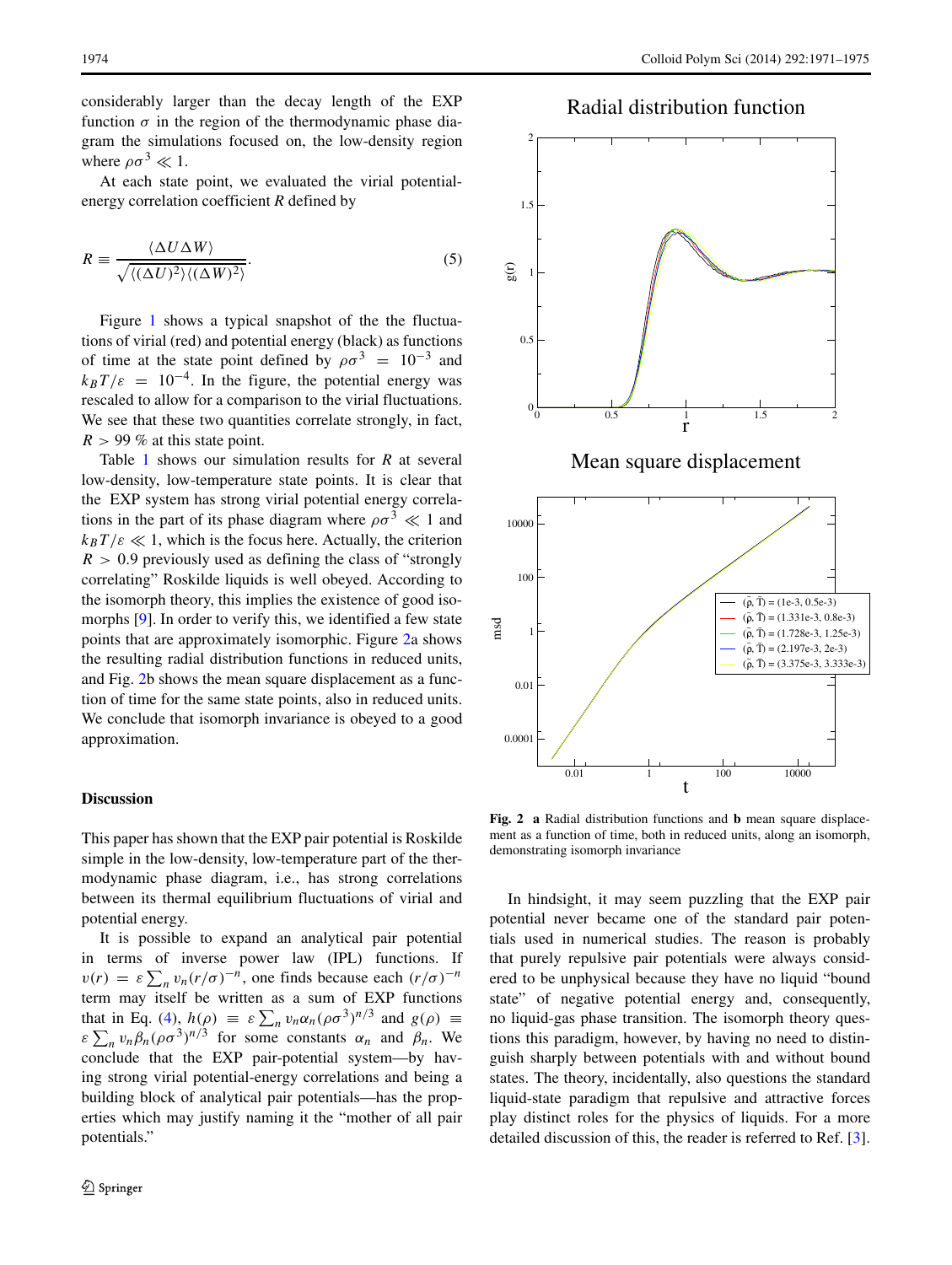considerably larger than the decay length of the EXP function $\sigma$ in the region of the thermodynamic phase diagram the simulations focused on, the low-density region where $\rho\sigma^3 \ll 1$.

At each state point, we evaluated the virial potential-energy correlation coefficient $R$ defined by

$$R \equiv \frac{\langle \Delta U \Delta W \rangle}{\sqrt{\langle (\Delta U)^2 \rangle \langle (\Delta W)^2 \rangle}}. \tag{5}$$

Figure 1 shows a typical snapshot of the the fluctuations of virial (red) and potential energy (black) as functions of time at the state point defined by $\rho\sigma^3 = 10^{-3}$ and $k_B T/\varepsilon = 10^{-4}$. In the figure, the potential energy was rescaled to allow for a comparison to the virial fluctuations. We see that these two quantities correlate strongly, in fact, $R > 99$ % at this state point.

Table 1 shows our simulation results for $R$ at several low-density, low-temperature state points. It is clear that the EXP system has strong virial potential energy correlations in the part of its phase diagram where $\rho\sigma^3 \ll 1$ and $k_B T/\varepsilon \ll 1$, which is the focus here. Actually, the criterion $R > 0.9$ previously used as defining the class of "strongly correlating" Roskilde liquids is well obeyed. According to the isomorph theory, this implies the existence of good isomorphs [9]. In order to verify this, we identified a few state points that are approximately isomorphic. Figure 2a shows the resulting radial distribution functions in reduced units, and Fig. 2b shows the mean square displacement as a function of time for the same state points, also in reduced units. We conclude that isomorph invariance is obeyed to a good approximation.

**Fig. 2** **a** Radial distribution functions and **b** mean square displacement as a function of time, both in reduced units, along an isomorph, demonstrating isomorph invariance

## Discussion

This paper has shown that the EXP pair potential is Roskilde simple in the low-density, low-temperature part of the thermodynamic phase diagram, i.e., has strong correlations between its thermal equilibrium fluctuations of virial and potential energy.

It is possible to expand an analytical pair potential in terms of inverse power law (IPL) functions. If $v(r) = \varepsilon \sum_n v_n (r/\sigma)^{-n}$, one finds because each $(r/\sigma)^{-n}$ term may itself be written as a sum of EXP functions that in Eq. (4), $h(\rho) \equiv \varepsilon \sum_n v_n \alpha_n (\rho\sigma^3)^{n/3}$ and $g(\rho) \equiv \varepsilon \sum_n v_n \beta_n (\rho\sigma^3)^{n/3}$ for some constants $\alpha_n$ and $\beta_n$. We conclude that the EXP pair-potential system—by having strong virial potential-energy correlations and being a building block of analytical pair potentials—has the properties which may justify naming it the "mother of all pair potentials."

In hindsight, it may seem puzzling that the EXP pair potential never became one of the standard pair potentials used in numerical studies. The reason is probably that purely repulsive pair potentials were always considered to be unphysical because they have no liquid "bound state" of negative potential energy and, consequently, no liquid-gas phase transition. The isomorph theory questions this paradigm, however, by having no need to distinguish sharply between potentials with and without bound states. The theory, incidentally, also questions the standard liquid-state paradigm that repulsive and attractive forces play distinct roles for the physics of liquids. For a more detailed discussion of this, the reader is referred to Ref. [3].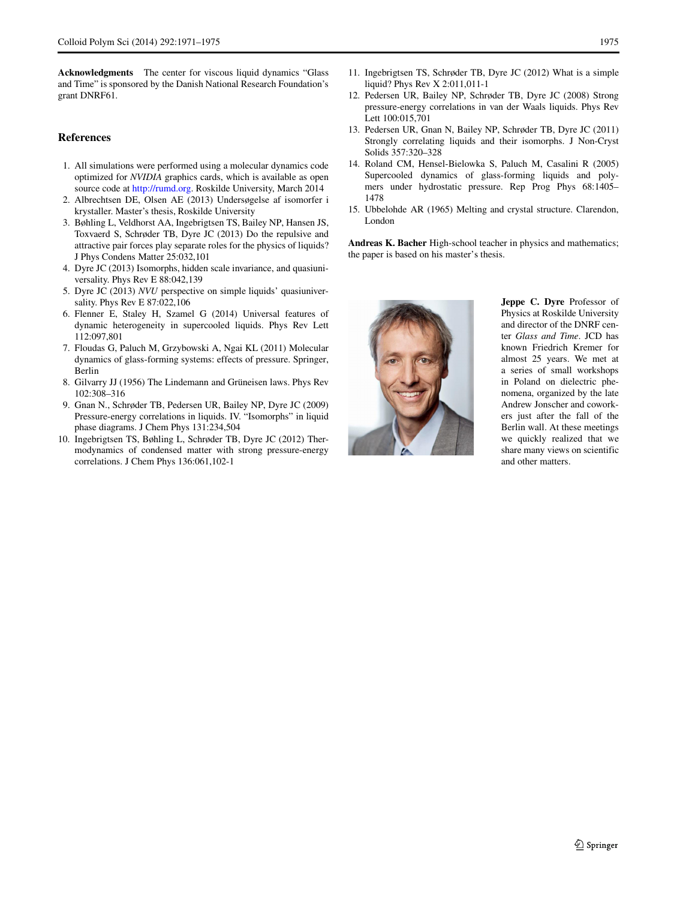**Acknowledgments** The center for viscous liquid dynamics "Glass and Time" is sponsored by the Danish National Research Foundation's grant DNRF61.

## References

1. All simulations were performed using a molecular dynamics code optimized for *NVIDIA* graphics cards, which is available as open source code at http://rumd.org. Roskilde University, March 2014
2. Albrechtsen DE, Olsen AE (2013) Undersøgelse af isomorfer i krystaller. Master's thesis, Roskilde University
3. Bøhling L, Veldhorst AA, Ingebrigtsen TS, Bailey NP, Hansen JS, Toxvaerd S, Schrøder TB, Dyre JC (2013) Do the repulsive and attractive pair forces play separate roles for the physics of liquids? J Phys Condens Matter 25:032,101
4. Dyre JC (2013) Isomorphs, hidden scale invariance, and quasiuniversality. Phys Rev E 88:042,139
5. Dyre JC (2013) *NVU* perspective on simple liquids' quasiuniversality. Phys Rev E 87:022,106
6. Flenner E, Staley H, Szamel G (2014) Universal features of dynamic heterogeneity in supercooled liquids. Phys Rev Lett 112:097,801
7. Floudas G, Paluch M, Grzybowski A, Ngai KL (2011) Molecular dynamics of glass-forming systems: effects of pressure. Springer, Berlin
8. Gilvarry JJ (1956) The Lindemann and Grüneisen laws. Phys Rev 102:308–316
9. Gnan N., Schrøder TB, Pedersen UR, Bailey NP, Dyre JC (2009) Pressure-energy correlations in liquids. IV. "Isomorphs" in liquid phase diagrams. J Chem Phys 131:234,504
10. Ingebrigtsen TS, Bøhling L, Schrøder TB, Dyre JC (2012) Thermodynamics of condensed matter with strong pressure-energy correlations. J Chem Phys 136:061,102-1
11. Ingebrigtsen TS, Schrøder TB, Dyre JC (2012) What is a simple liquid? Phys Rev X 2:011,011-1
12. Pedersen UR, Bailey NP, Schrøder TB, Dyre JC (2008) Strong pressure-energy correlations in van der Waals liquids. Phys Rev Lett 100:015,701
13. Pedersen UR, Gnan N, Bailey NP, Schrøder TB, Dyre JC (2011) Strongly correlating liquids and their isomorphs. J Non-Cryst Solids 357:320–328
14. Roland CM, Hensel-Bielowka S, Paluch M, Casalini R (2005) Supercooled dynamics of glass-forming liquids and polymers under hydrostatic pressure. Rep Prog Phys 68:1405–1478
15. Ubbelohde AR (1965) Melting and crystal structure. Clarendon, London

**Andreas K. Bacher** High-school teacher in physics and mathematics; the paper is based on his master's thesis.

**Jeppe C. Dyre** Professor of Physics at Roskilde University and director of the DNRF center *Glass and Time*. JCD has known Friedrich Kremer for almost 25 years. We met at a series of small workshops in Poland on dielectric phenomena, organized by the late Andrew Jonscher and coworkers just after the fall of the Berlin wall. At these meetings we quickly realized that we share many views on scientific and other matters.